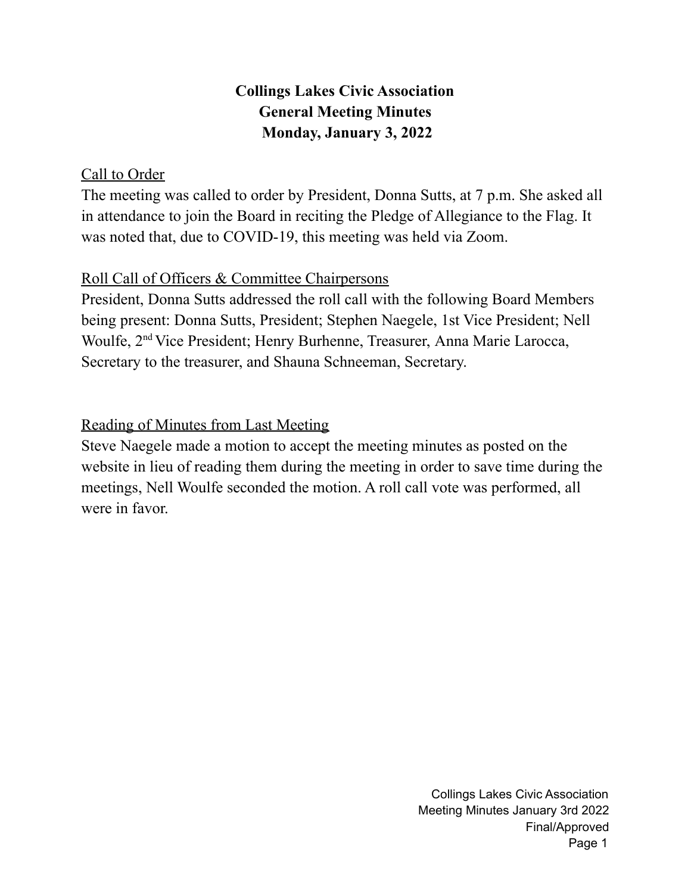**Collings Lakes Civic Association**
**General Meeting Minutes**
**Monday, January 3, 2022**

Call to Order

The meeting was called to order by President, Donna Sutts, at 7 p.m. She asked all in attendance to join the Board in reciting the Pledge of Allegiance to the Flag. It was noted that, due to COVID-19, this meeting was held via Zoom.

Roll Call of Officers & Committee Chairpersons

President, Donna Sutts addressed the roll call with the following Board Members being present: Donna Sutts, President; Stephen Naegele, 1st Vice President; Nell Woulfe, 2nd Vice President; Henry Burhenne, Treasurer, Anna Marie Larocca, Secretary to the treasurer, and Shauna Schneeman, Secretary.

Reading of Minutes from Last Meeting

Steve Naegele made a motion to accept the meeting minutes as posted on the website in lieu of reading them during the meeting in order to save time during the meetings, Nell Woulfe seconded the motion. A roll call vote was performed, all were in favor.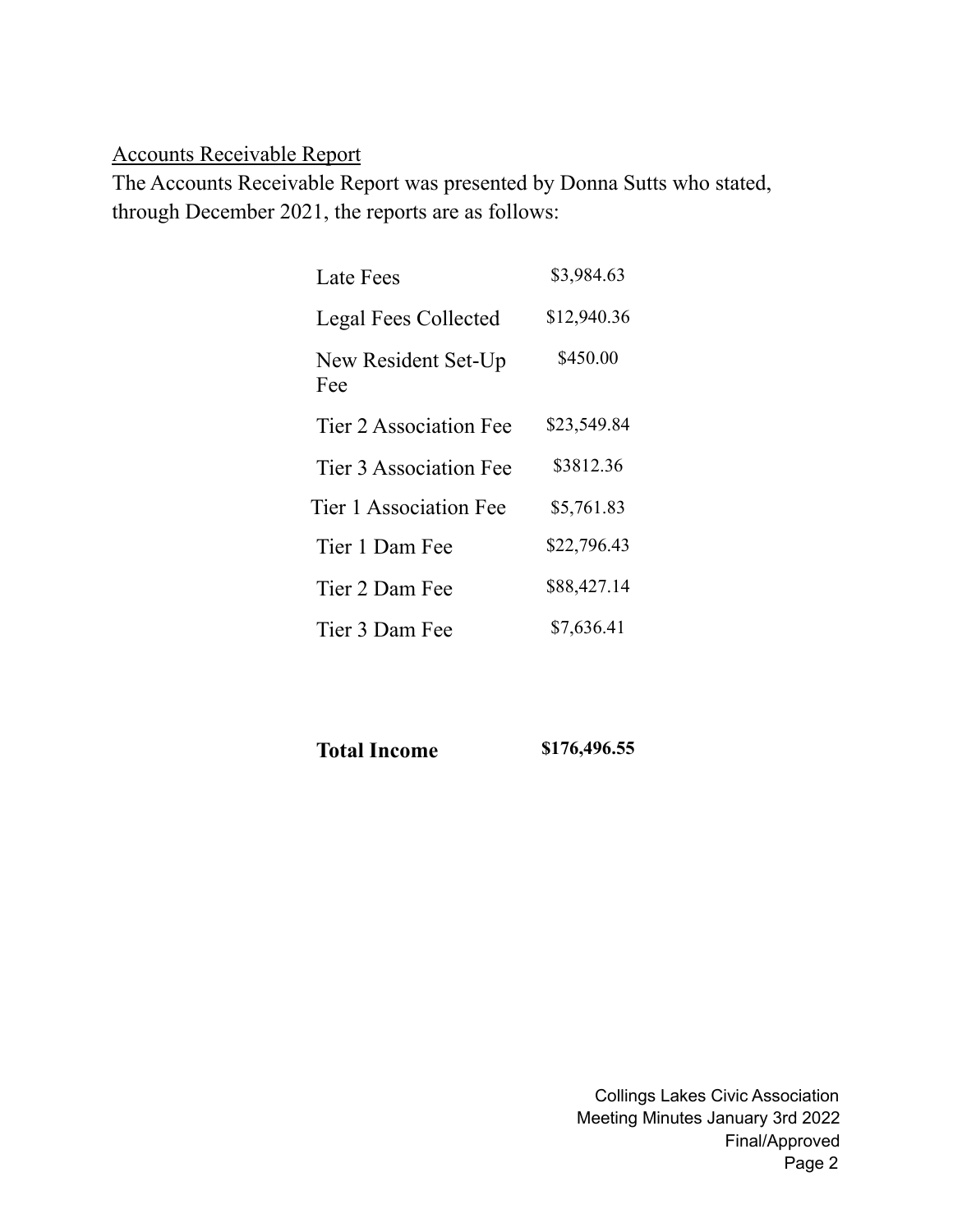Accounts Receivable Report

The Accounts Receivable Report was presented by Donna Sutts who stated, through December 2021, the reports are as follows:

| | |
|---|---|
| Late Fees | \$3,984.63 |
| Legal Fees Collected | \$12,940.36 |
| New Resident Set-Up Fee | \$450.00 |
| Tier 2 Association Fee | \$23,549.84 |
| Tier 3 Association Fee | \$3812.36 |
| Tier 1 Association Fee | \$5,761.83 |
| Tier 1 Dam Fee | \$22,796.43 |
| Tier 2 Dam Fee | \$88,427.14 |
| Tier 3 Dam Fee | \$7,636.41 |
| **Total Income** | **\$176,496.55** |

Collings Lakes Civic Association
Meeting Minutes January 3rd 2022
Final/Approved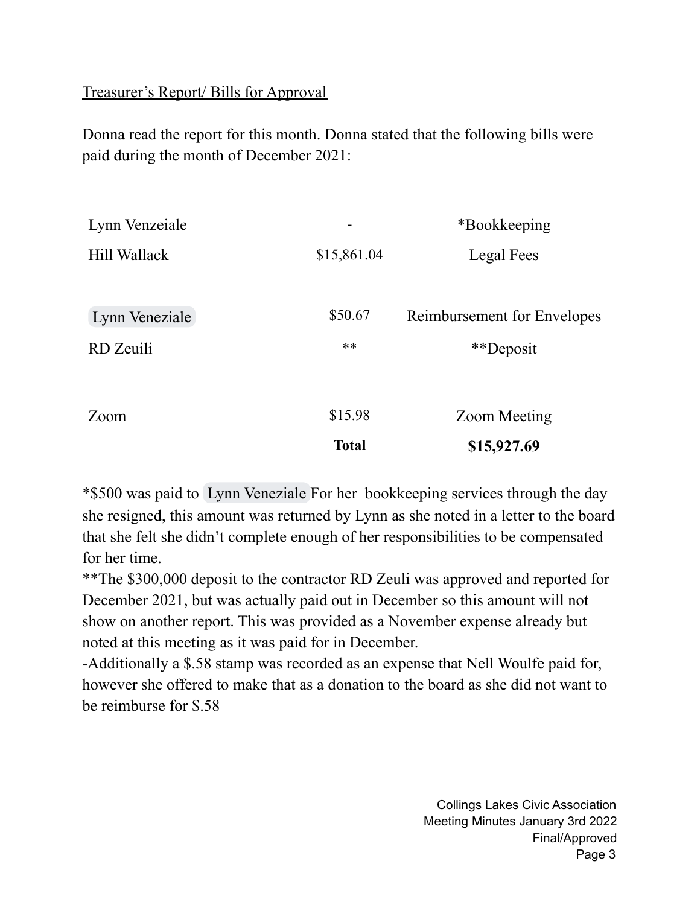Treasurer's Report/ Bills for Approval

Donna read the report for this month. Donna stated that the following bills were paid during the month of December 2021:

| | | |
|---|---|---|
| Lynn Venzeiale | - | *Bookkeeping |
| Hill Wallack | $15,861.04 | Legal Fees |
| Lynn Veneziale | $50.67 | Reimbursement for Envelopes |
| RD Zeuili | ** | **Deposit |
| Zoom | $15.98 | Zoom Meeting |
| | **Total** | **$15,927.69** |

*$500 was paid to Lynn Veneziale For her bookkeeping services through the day she resigned, this amount was returned by Lynn as she noted in a letter to the board that she felt she didn't complete enough of her responsibilities to be compensated for her time.

**The $300,000 deposit to the contractor RD Zeuli was approved and reported for December 2021, but was actually paid out in December so this amount will not show on another report. This was provided as a November expense already but noted at this meeting as it was paid for in December.

-Additionally a $.58 stamp was recorded as an expense that Nell Woulfe paid for, however she offered to make that as a donation to the board as she did not want to be reimburse for $.58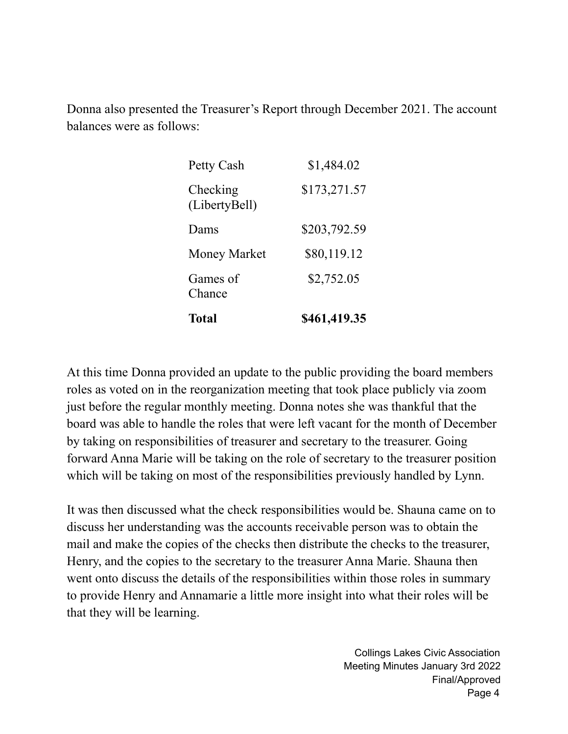Donna also presented the Treasurer's Report through December 2021. The account balances were as follows:

| | |
|---|---|
| Petty Cash | $1,484.02 |
| Checking (LibertyBell) | $173,271.57 |
| Dams | $203,792.59 |
| Money Market | $80,119.12 |
| Games of Chance | $2,752.05 |
| **Total** | **$461,419.35** |

At this time Donna provided an update to the public providing the board members roles as voted on in the reorganization meeting that took place publicly via zoom just before the regular monthly meeting. Donna notes she was thankful that the board was able to handle the roles that were left vacant for the month of December by taking on responsibilities of treasurer and secretary to the treasurer. Going forward Anna Marie will be taking on the role of secretary to the treasurer position which will be taking on most of the responsibilities previously handled by Lynn.

It was then discussed what the check responsibilities would be. Shauna came on to discuss her understanding was the accounts receivable person was to obtain the mail and make the copies of the checks then distribute the checks to the treasurer, Henry, and the copies to the secretary to the treasurer Anna Marie. Shauna then went onto discuss the details of the responsibilities within those roles in summary to provide Henry and Annamarie a little more insight into what their roles will be that they will be learning.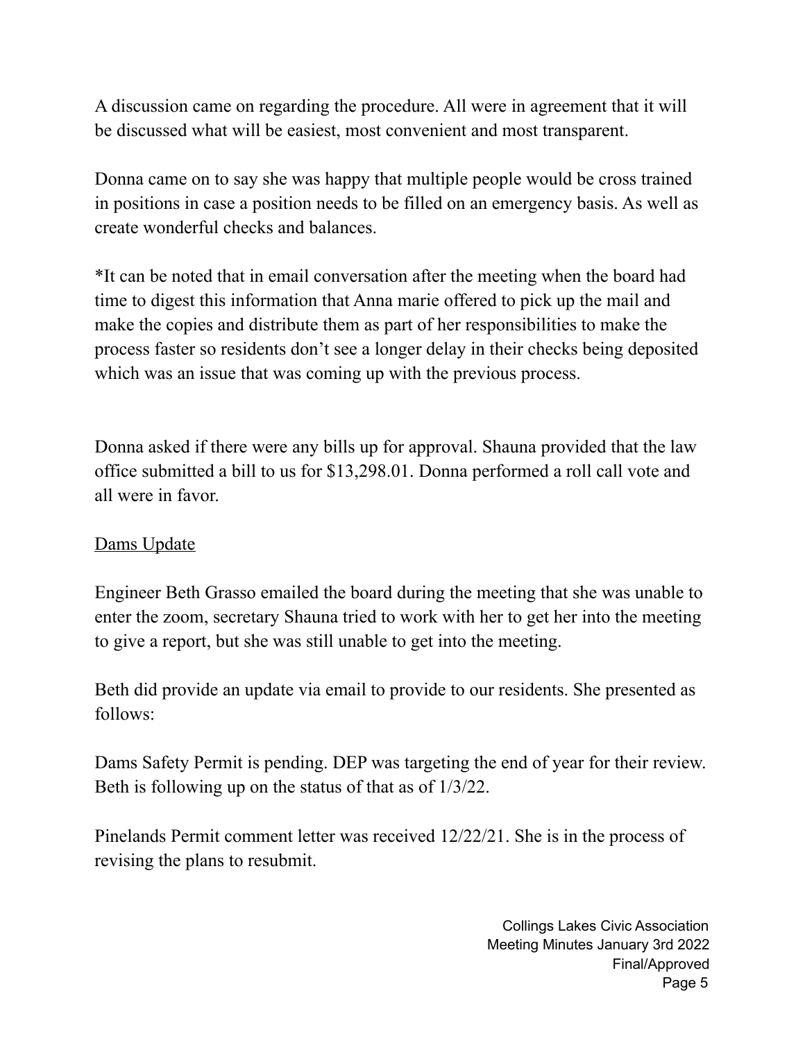A discussion came on regarding the procedure. All were in agreement that it will be discussed what will be easiest, most convenient and most transparent.

Donna came on to say she was happy that multiple people would be cross trained in positions in case a position needs to be filled on an emergency basis. As well as create wonderful checks and balances.

*It can be noted that in email conversation after the meeting when the board had time to digest this information that Anna marie offered to pick up the mail and make the copies and distribute them as part of her responsibilities to make the process faster so residents don't see a longer delay in their checks being deposited which was an issue that was coming up with the previous process.

Donna asked if there were any bills up for approval. Shauna provided that the law office submitted a bill to us for $13,298.01. Donna performed a roll call vote and all were in favor.

<u>Dams Update</u>

Engineer Beth Grasso emailed the board during the meeting that she was unable to enter the zoom, secretary Shauna tried to work with her to get her into the meeting to give a report, but she was still unable to get into the meeting.

Beth did provide an update via email to provide to our residents. She presented as follows:

Dams Safety Permit is pending. DEP was targeting the end of year for their review. Beth is following up on the status of that as of 1/3/22.

Pinelands Permit comment letter was received 12/22/21. She is in the process of revising the plans to resubmit.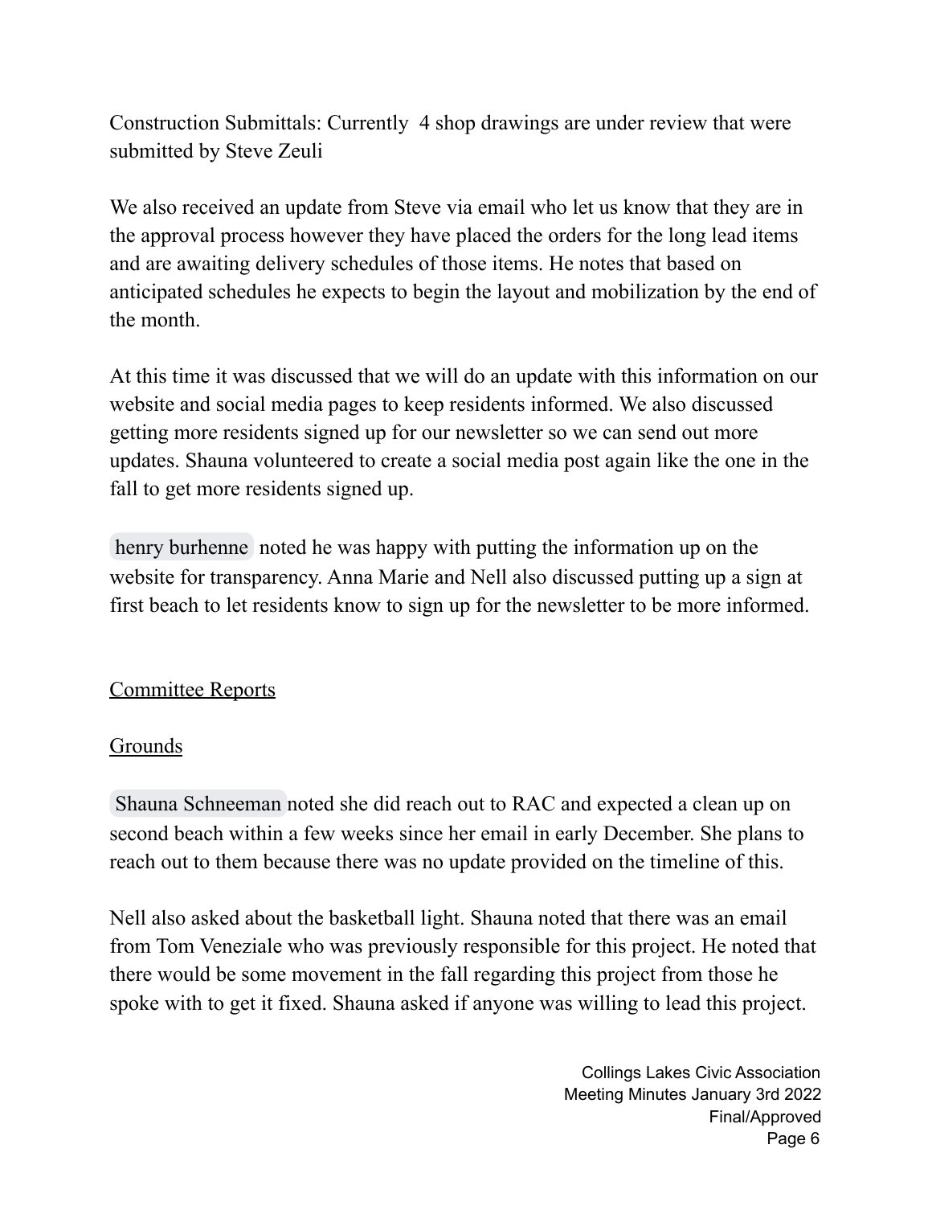Construction Submittals: Currently 4 shop drawings are under review that were submitted by Steve Zeuli

We also received an update from Steve via email who let us know that they are in the approval process however they have placed the orders for the long lead items and are awaiting delivery schedules of those items. He notes that based on anticipated schedules he expects to begin the layout and mobilization by the end of the month.

At this time it was discussed that we will do an update with this information on our website and social media pages to keep residents informed. We also discussed getting more residents signed up for our newsletter so we can send out more updates. Shauna volunteered to create a social media post again like the one in the fall to get more residents signed up.

henry burhenne noted he was happy with putting the information up on the website for transparency. Anna Marie and Nell also discussed putting up a sign at first beach to let residents know to sign up for the newsletter to be more informed.

## Committee Reports

### Grounds

Shauna Schneeman noted she did reach out to RAC and expected a clean up on second beach within a few weeks since her email in early December. She plans to reach out to them because there was no update provided on the timeline of this.

Nell also asked about the basketball light. Shauna noted that there was an email from Tom Veneziale who was previously responsible for this project. He noted that there would be some movement in the fall regarding this project from those he spoke with to get it fixed. Shauna asked if anyone was willing to lead this project.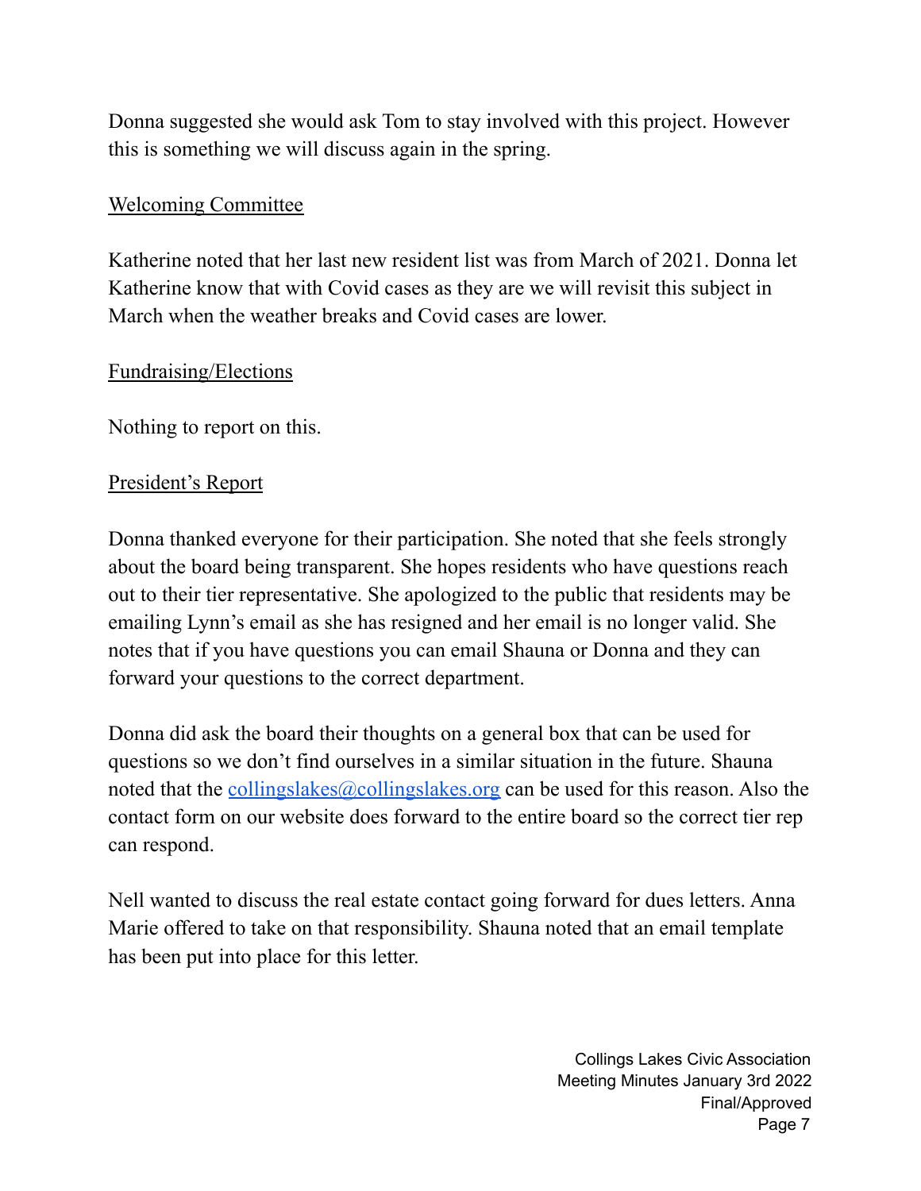Donna suggested she would ask Tom to stay involved with this project. However this is something we will discuss again in the spring.

<u>Welcoming Committee</u>

Katherine noted that her last new resident list was from March of 2021. Donna let Katherine know that with Covid cases as they are we will revisit this subject in March when the weather breaks and Covid cases are lower.

<u>Fundraising/Elections</u>

Nothing to report on this.

<u>President's Report</u>

Donna thanked everyone for their participation. She noted that she feels strongly about the board being transparent. She hopes residents who have questions reach out to their tier representative. She apologized to the public that residents may be emailing Lynn's email as she has resigned and her email is no longer valid. She notes that if you have questions you can email Shauna or Donna and they can forward your questions to the correct department.

Donna did ask the board their thoughts on a general box that can be used for questions so we don't find ourselves in a similar situation in the future. Shauna noted that the [collingslakes@collingslakes.org](mailto:collingslakes@collingslakes.org) can be used for this reason. Also the contact form on our website does forward to the entire board so the correct tier rep can respond.

Nell wanted to discuss the real estate contact going forward for dues letters. Anna Marie offered to take on that responsibility. Shauna noted that an email template has been put into place for this letter.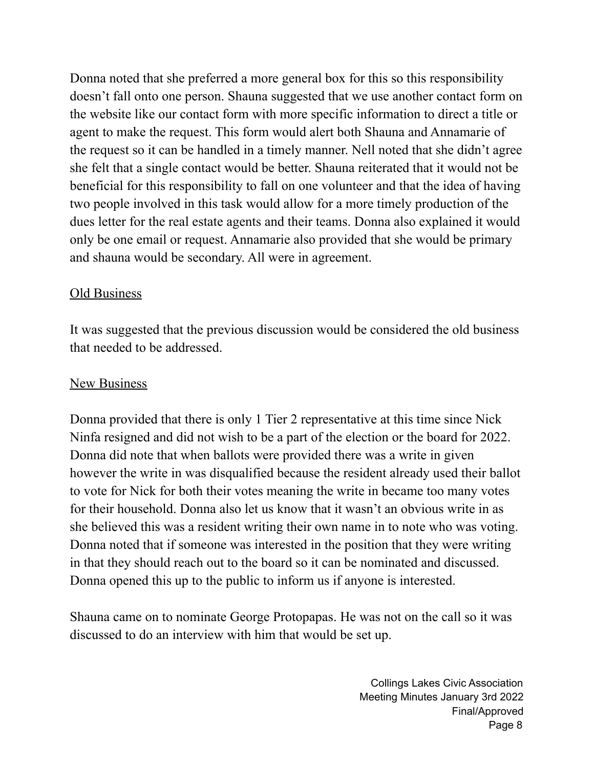Donna noted that she preferred a more general box for this so this responsibility doesn't fall onto one person. Shauna suggested that we use another contact form on the website like our contact form with more specific information to direct a title or agent to make the request. This form would alert both Shauna and Annamarie of the request so it can be handled in a timely manner. Nell noted that she didn't agree she felt that a single contact would be better. Shauna reiterated that it would not be beneficial for this responsibility to fall on one volunteer and that the idea of having two people involved in this task would allow for a more timely production of the dues letter for the real estate agents and their teams. Donna also explained it would only be one email or request. Annamarie also provided that she would be primary and shauna would be secondary. All were in agreement.

<u>Old Business</u>

It was suggested that the previous discussion would be considered the old business that needed to be addressed.

<u>New Business</u>

Donna provided that there is only 1 Tier 2 representative at this time since Nick Ninfa resigned and did not wish to be a part of the election or the board for 2022. Donna did note that when ballots were provided there was a write in given however the write in was disqualified because the resident already used their ballot to vote for Nick for both their votes meaning the write in became too many votes for their household. Donna also let us know that it wasn't an obvious write in as she believed this was a resident writing their own name in to note who was voting. Donna noted that if someone was interested in the position that they were writing in that they should reach out to the board so it can be nominated and discussed. Donna opened this up to the public to inform us if anyone is interested.

Shauna came on to nominate George Protopapas. He was not on the call so it was discussed to do an interview with him that would be set up.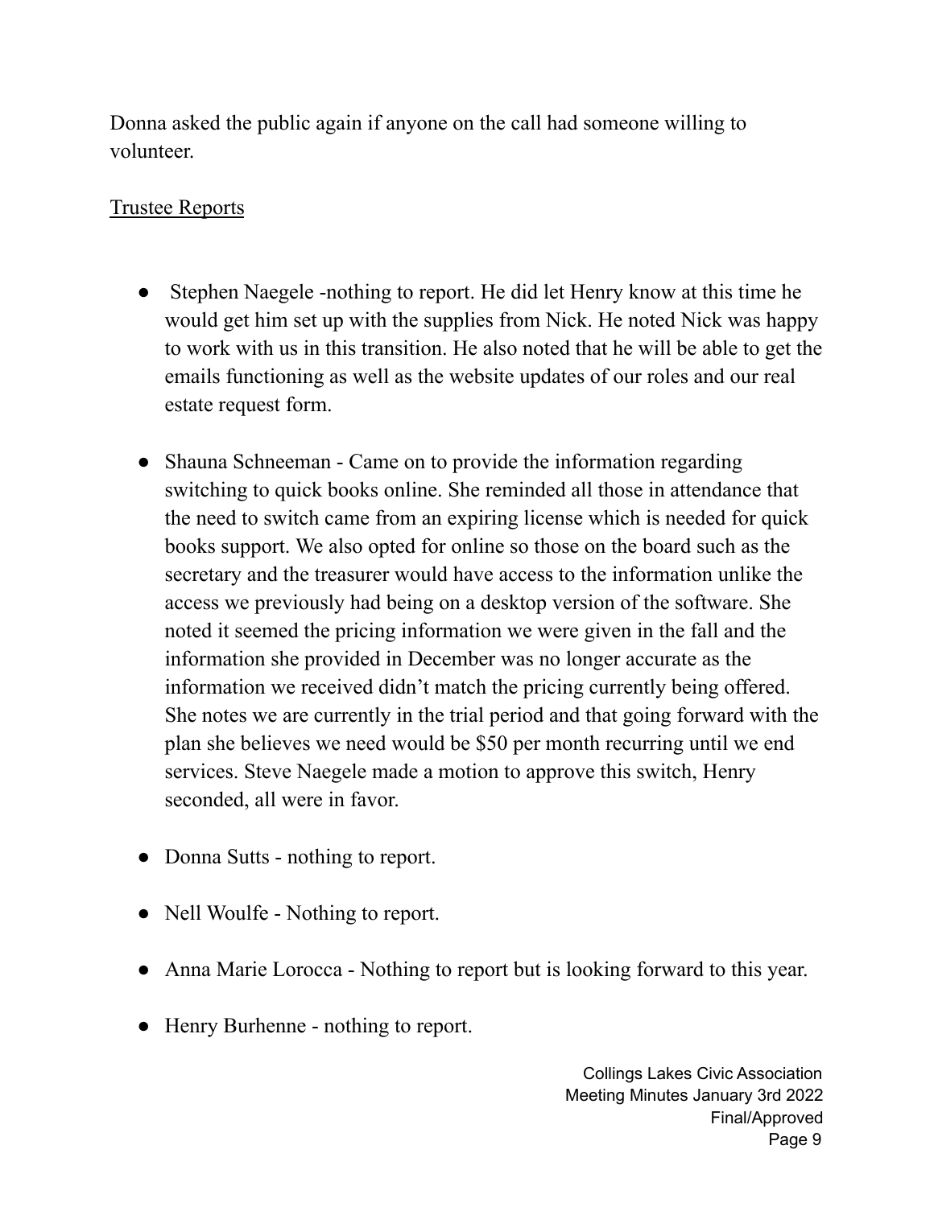Donna asked the public again if anyone on the call had someone willing to volunteer.

Trustee Reports

- Stephen Naegele -nothing to report. He did let Henry know at this time he would get him set up with the supplies from Nick. He noted Nick was happy to work with us in this transition. He also noted that he will be able to get the emails functioning as well as the website updates of our roles and our real estate request form.

- Shauna Schneeman - Came on to provide the information regarding switching to quick books online. She reminded all those in attendance that the need to switch came from an expiring license which is needed for quick books support. We also opted for online so those on the board such as the secretary and the treasurer would have access to the information unlike the access we previously had being on a desktop version of the software. She noted it seemed the pricing information we were given in the fall and the information she provided in December was no longer accurate as the information we received didn't match the pricing currently being offered. She notes we are currently in the trial period and that going forward with the plan she believes we need would be $50 per month recurring until we end services. Steve Naegele made a motion to approve this switch, Henry seconded, all were in favor.

- Donna Sutts - nothing to report.

- Nell Woulfe - Nothing to report.

- Anna Marie Lorocca - Nothing to report but is looking forward to this year.

- Henry Burhenne - nothing to report.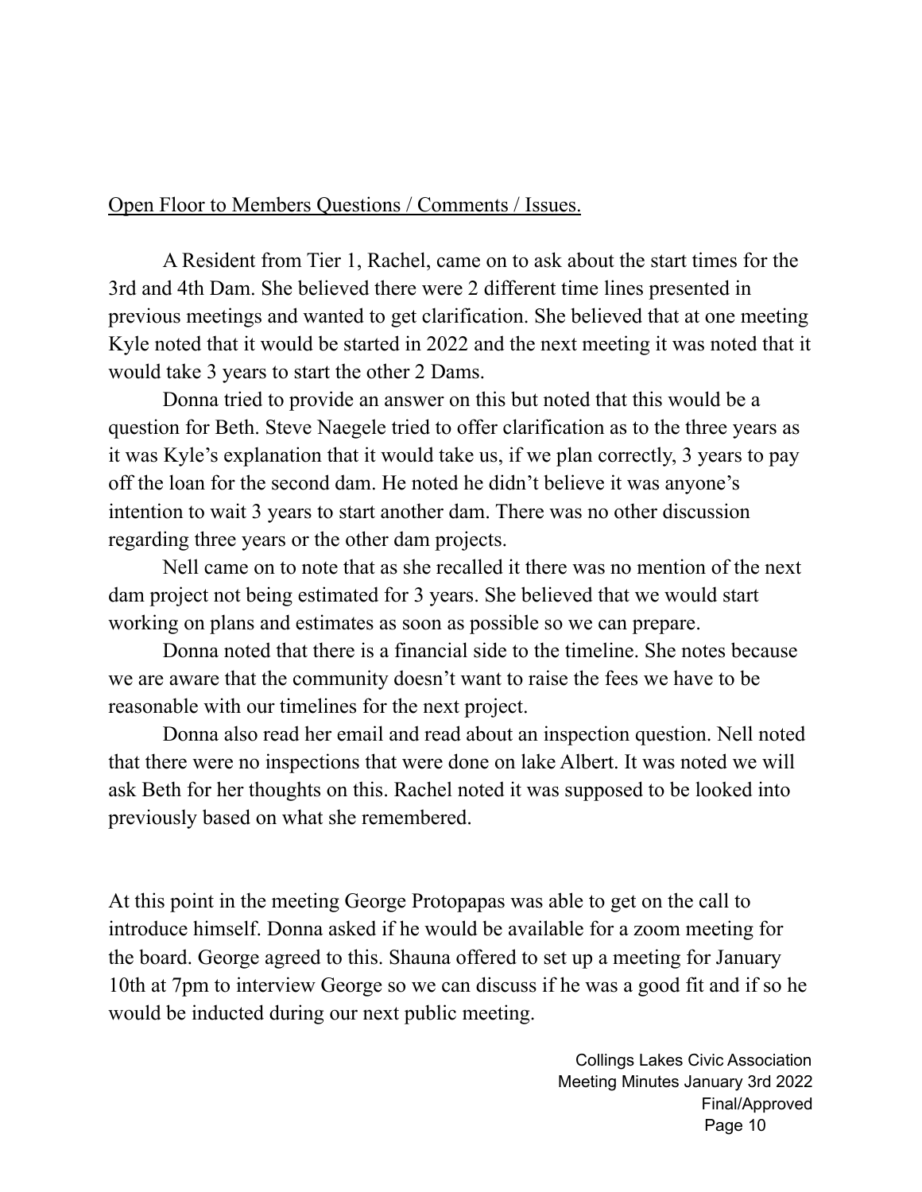<u>Open Floor to Members Questions / Comments / Issues.</u>

A Resident from Tier 1, Rachel, came on to ask about the start times for the 3rd and 4th Dam. She believed there were 2 different time lines presented in previous meetings and wanted to get clarification. She believed that at one meeting Kyle noted that it would be started in 2022 and the next meeting it was noted that it would take 3 years to start the other 2 Dams.

Donna tried to provide an answer on this but noted that this would be a question for Beth. Steve Naegele tried to offer clarification as to the three years as it was Kyle's explanation that it would take us, if we plan correctly, 3 years to pay off the loan for the second dam. He noted he didn't believe it was anyone's intention to wait 3 years to start another dam. There was no other discussion regarding three years or the other dam projects.

Nell came on to note that as she recalled it there was no mention of the next dam project not being estimated for 3 years. She believed that we would start working on plans and estimates as soon as possible so we can prepare.

Donna noted that there is a financial side to the timeline. She notes because we are aware that the community doesn't want to raise the fees we have to be reasonable with our timelines for the next project.

Donna also read her email and read about an inspection question. Nell noted that there were no inspections that were done on lake Albert. It was noted we will ask Beth for her thoughts on this. Rachel noted it was supposed to be looked into previously based on what she remembered.

At this point in the meeting George Protopapas was able to get on the call to introduce himself. Donna asked if he would be available for a zoom meeting for the board. George agreed to this. Shauna offered to set up a meeting for January 10th at 7pm to interview George so we can discuss if he was a good fit and if so he would be inducted during our next public meeting.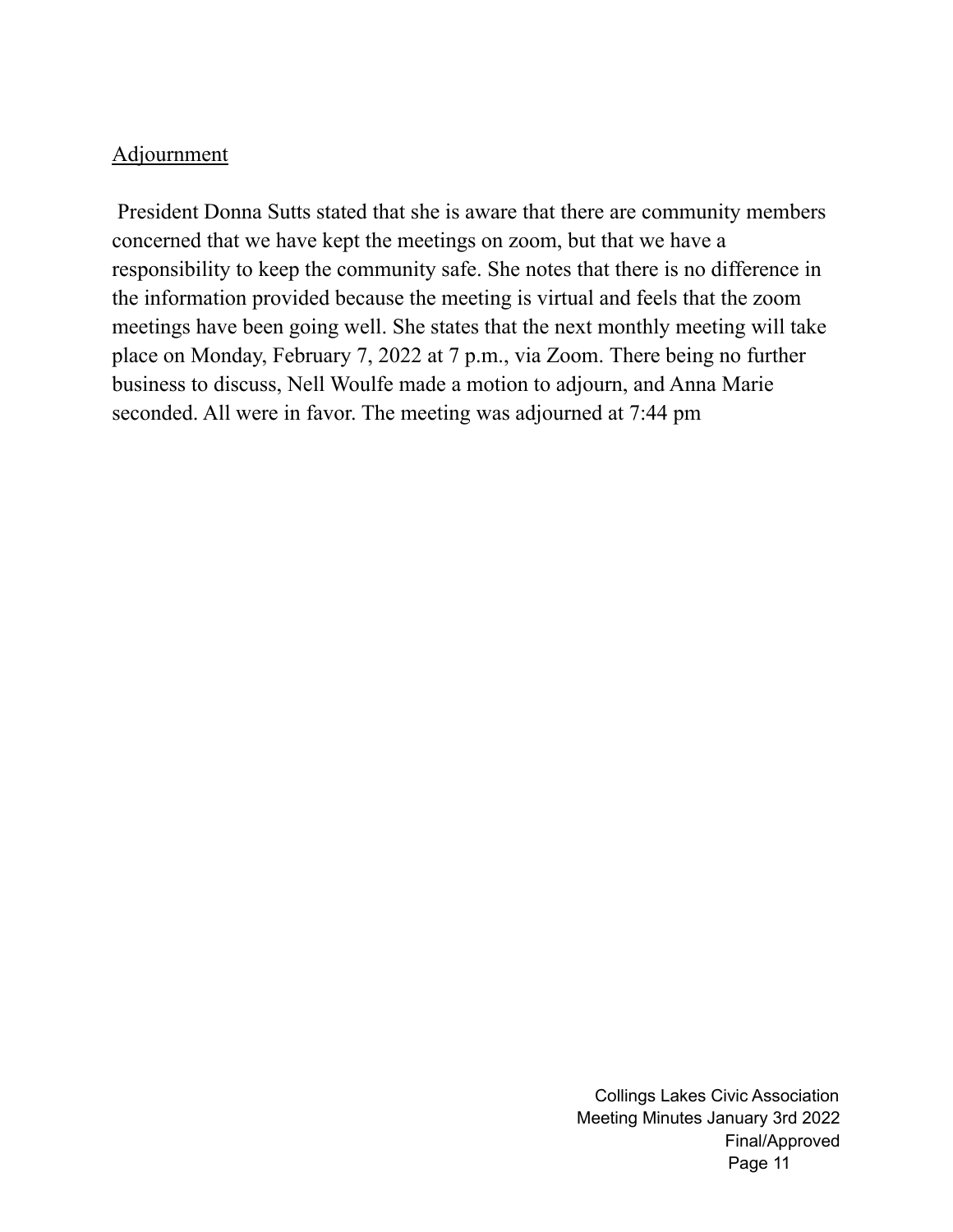## Adjournment

President Donna Sutts stated that she is aware that there are community members concerned that we have kept the meetings on zoom, but that we have a responsibility to keep the community safe. She notes that there is no difference in the information provided because the meeting is virtual and feels that the zoom meetings have been going well. She states that the next monthly meeting will take place on Monday, February 7, 2022 at 7 p.m., via Zoom. There being no further business to discuss, Nell Woulfe made a motion to adjourn, and Anna Marie seconded. All were in favor. The meeting was adjourned at 7:44 pm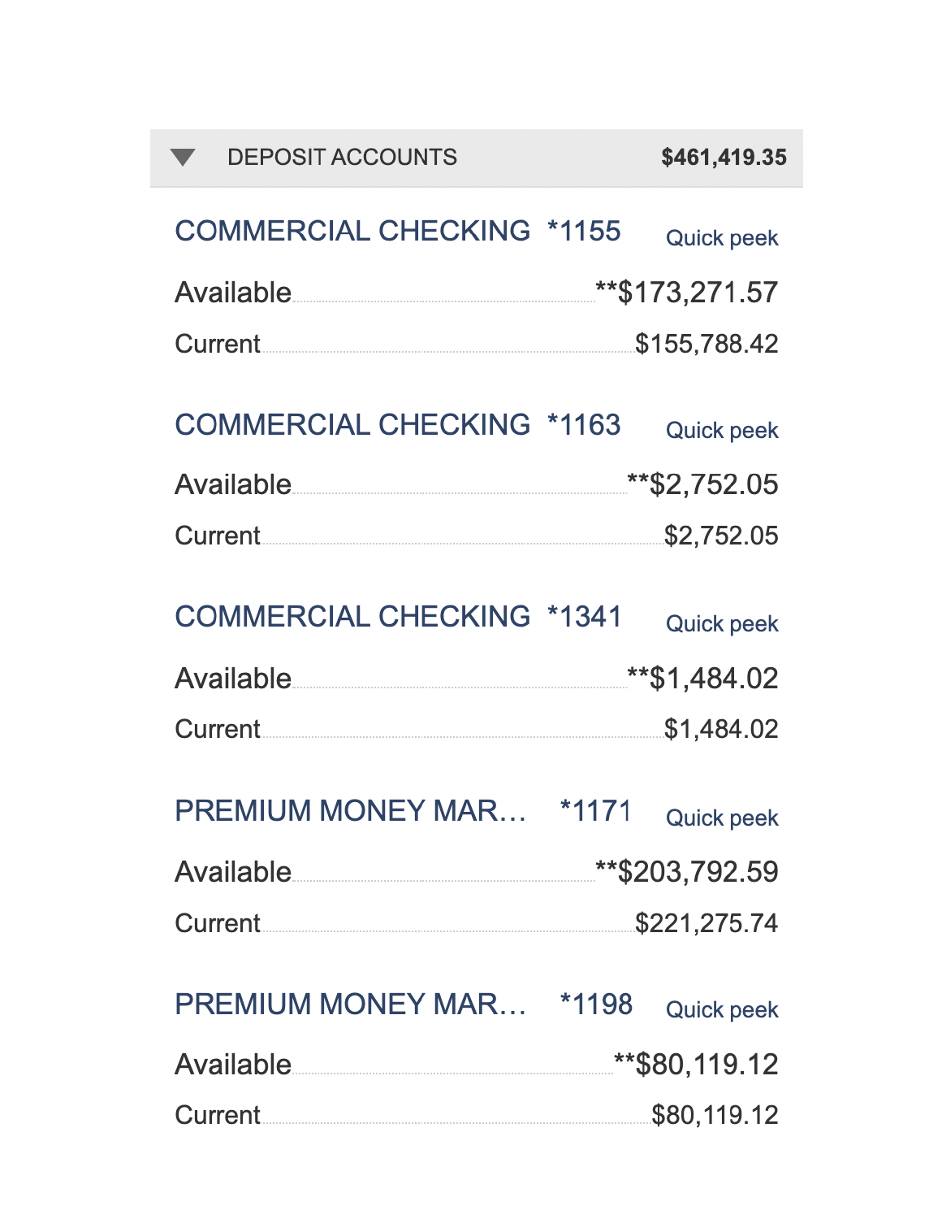## DEPOSIT ACCOUNTS — $461,419.35

### COMMERCIAL CHECKING *1155 — Quick peek

| | |
|---|---|
| Available | **$173,271.57 |
| Current | $155,788.42 |

### COMMERCIAL CHECKING *1163 — Quick peek

| | |
|---|---|
| Available | **$2,752.05 |
| Current | $2,752.05 |

### COMMERCIAL CHECKING *1341 — Quick peek

| | |
|---|---|
| Available | **$1,484.02 |
| Current | $1,484.02 |

### PREMIUM MONEY MAR… *1171 — Quick peek

| | |
|---|---|
| Available | **$203,792.59 |
| Current | $221,275.74 |

### PREMIUM MONEY MAR… *1198 — Quick peek

| | |
|---|---|
| Available | **$80,119.12 |
| Current | $80,119.12 |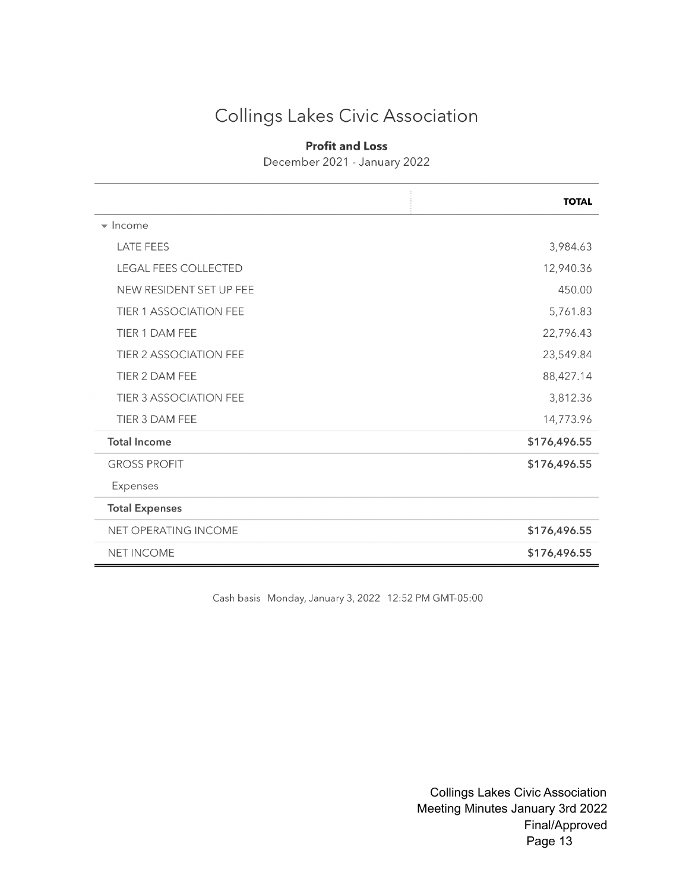# Collings Lakes Civic Association

**Profit and Loss**

December 2021 - January 2022

| | TOTAL |
|---|---|
| Income | |
| LATE FEES | 3,984.63 |
| LEGAL FEES COLLECTED | 12,940.36 |
| NEW RESIDENT SET UP FEE | 450.00 |
| TIER 1 ASSOCIATION FEE | 5,761.83 |
| TIER 1 DAM FEE | 22,796.43 |
| TIER 2 ASSOCIATION FEE | 23,549.84 |
| TIER 2 DAM FEE | 88,427.14 |
| TIER 3 ASSOCIATION FEE | 3,812.36 |
| TIER 3 DAM FEE | 14,773.96 |
| **Total Income** | **$176,496.55** |
| GROSS PROFIT | **$176,496.55** |
| Expenses | |
| **Total Expenses** | |
| NET OPERATING INCOME | **$176,496.55** |
| NET INCOME | **$176,496.55** |

Cash basis Monday, January 3, 2022 12:52 PM GMT-05:00

Collings Lakes Civic Association
Meeting Minutes January 3rd 2022
Final/Approved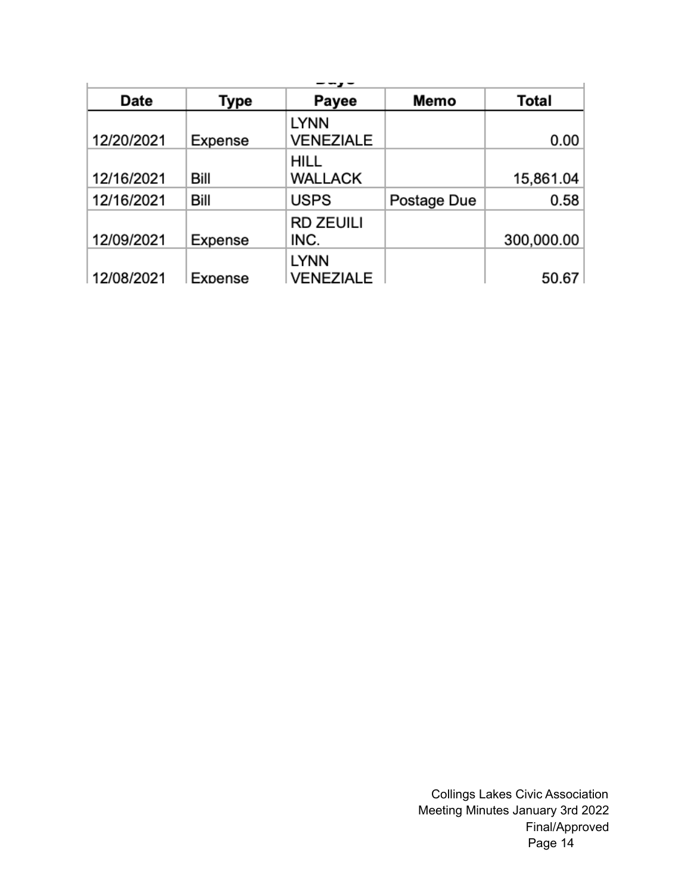| Date | Type | Payee | Memo | Total |
|---|---|---|---|---|
| 12/20/2021 | Expense | LYNN VENEZIALE | | 0.00 |
| 12/16/2021 | Bill | HILL WALLACK | | 15,861.04 |
| 12/16/2021 | Bill | USPS | Postage Due | 0.58 |
| 12/09/2021 | Expense | RD ZEUILI INC. | | 300,000.00 |
| 12/08/2021 | Expense | LYNN VENEZIALE | | 50.67 |